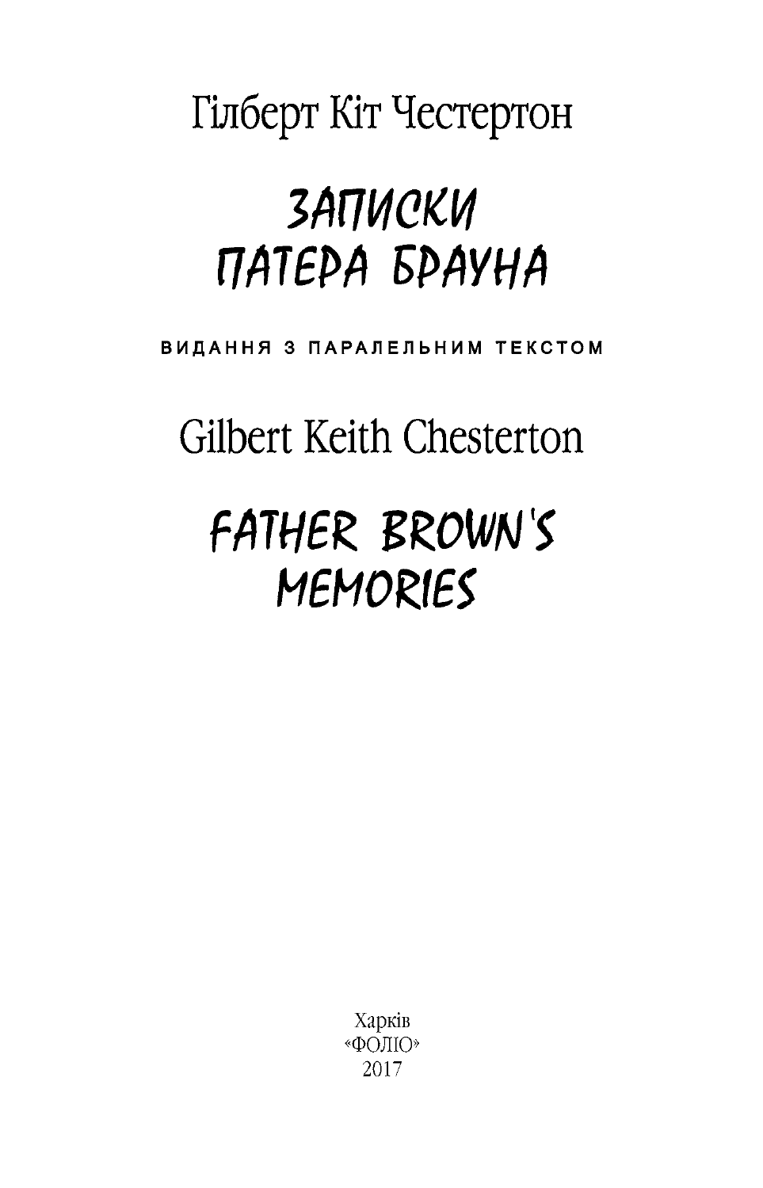Гілберт Кіт Честертон

# ЗАПИСКИ ПАТЕРА БРАУНА

ВИДАННЯ З ПАРАЛЕЛЬНИМ ТЕКСТОМ

Gilbert Keith Chesterton

# FATHER BROWN'S MEMORIES

Харків
«ФОЛІО»
2017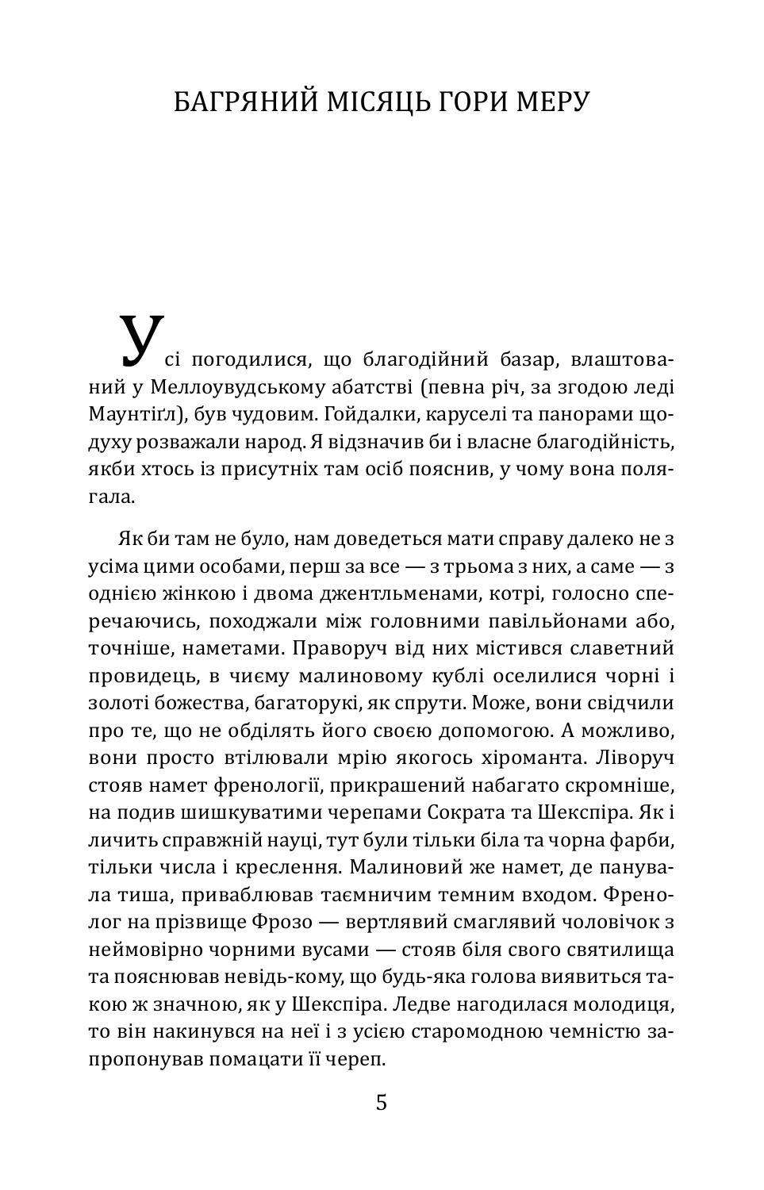# БАГРЯНИЙ МІСЯЦЬ ГОРИ МЕРУ

Усі погодилися, що благодійний базар, влаштований у Меллоувудському абатстві (певна річ, за згодою леді Маунтіґл), був чудовим. Гойдалки, каруселі та панорами щодуху розважали народ. Я відзначив би і власне благодійність, якби хтось із присутніх там осіб пояснив, у чому вона полягала.

Як би там не було, нам доведеться мати справу далеко не з усіма цими особами, перш за все — з трьома з них, а саме — з однією жінкою і двома джентльменами, котрі, голосно сперечаючись, походжали між головними павільйонами або, точніше, наметами. Праворуч від них містився славетний провидець, в чиєму малиновому кублі оселилися чорні і золоті божества, багаторукі, як спрути. Може, вони свідчили про те, що не обділять його своєю допомогою. А можливо, вони просто втілювали мрію якогось хіроманта. Ліворуч стояв намет френології, прикрашений набагато скромніше, на подив шишкуватими черепами Сократа та Шекспіра. Як і личить справжній науці, тут були тільки біла та чорна фарби, тільки числа і креслення. Малиновий же намет, де панувала тиша, приваблював таємничим темним входом. Френолог на прізвище Фрозо — вертлявий смаглявий чоловічок з неймовірно чорними вусами — стояв біля свого святилища та пояснював невідь-кому, що будь-яка голова виявиться такою ж значною, як у Шекспіра. Ледве нагодилася молодиця, то він накинувся на неї і з усією старомодною чемністю запропонував помацати її череп.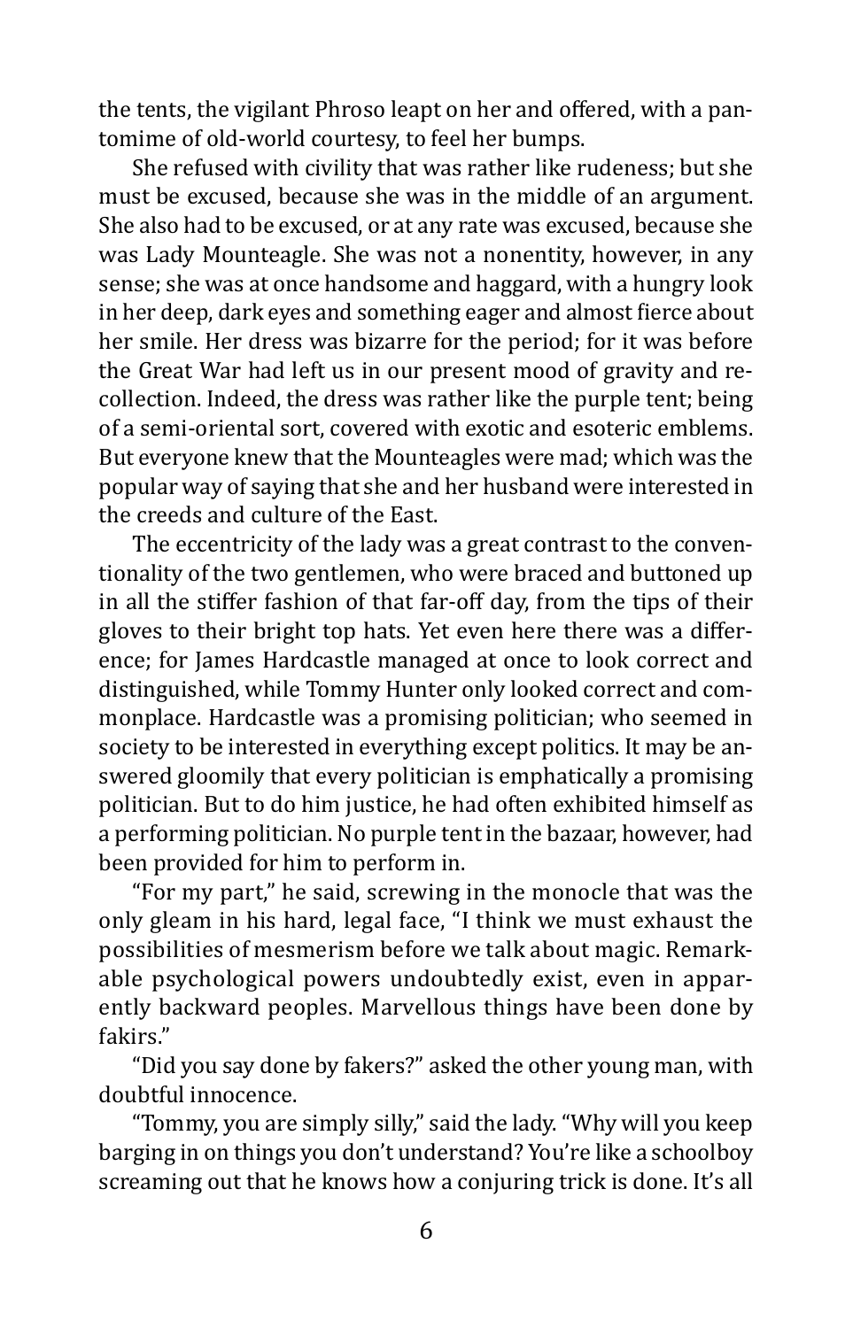the tents, the vigilant Phroso leapt on her and offered, with a pantomime of old-world courtesy, to feel her bumps.

She refused with civility that was rather like rudeness; but she must be excused, because she was in the middle of an argument. She also had to be excused, or at any rate was excused, because she was Lady Mounteagle. She was not a nonentity, however, in any sense; she was at once handsome and haggard, with a hungry look in her deep, dark eyes and something eager and almost fierce about her smile. Her dress was bizarre for the period; for it was before the Great War had left us in our present mood of gravity and recollection. Indeed, the dress was rather like the purple tent; being of a semi-oriental sort, covered with exotic and esoteric emblems. But everyone knew that the Mounteagles were mad; which was the popular way of saying that she and her husband were interested in the creeds and culture of the East.

The eccentricity of the lady was a great contrast to the conventionality of the two gentlemen, who were braced and buttoned up in all the stiffer fashion of that far-off day, from the tips of their gloves to their bright top hats. Yet even here there was a difference; for James Hardcastle managed at once to look correct and distinguished, while Tommy Hunter only looked correct and commonplace. Hardcastle was a promising politician; who seemed in society to be interested in everything except politics. It may be answered gloomily that every politician is emphatically a promising politician. But to do him justice, he had often exhibited himself as a performing politician. No purple tent in the bazaar, however, had been provided for him to perform in.

"For my part," he said, screwing in the monocle that was the only gleam in his hard, legal face, "I think we must exhaust the possibilities of mesmerism before we talk about magic. Remarkable psychological powers undoubtedly exist, even in apparently backward peoples. Marvellous things have been done by fakirs."

"Did you say done by fakers?" asked the other young man, with doubtful innocence.

"Tommy, you are simply silly," said the lady. "Why will you keep barging in on things you don't understand? You're like a schoolboy screaming out that he knows how a conjuring trick is done. It's all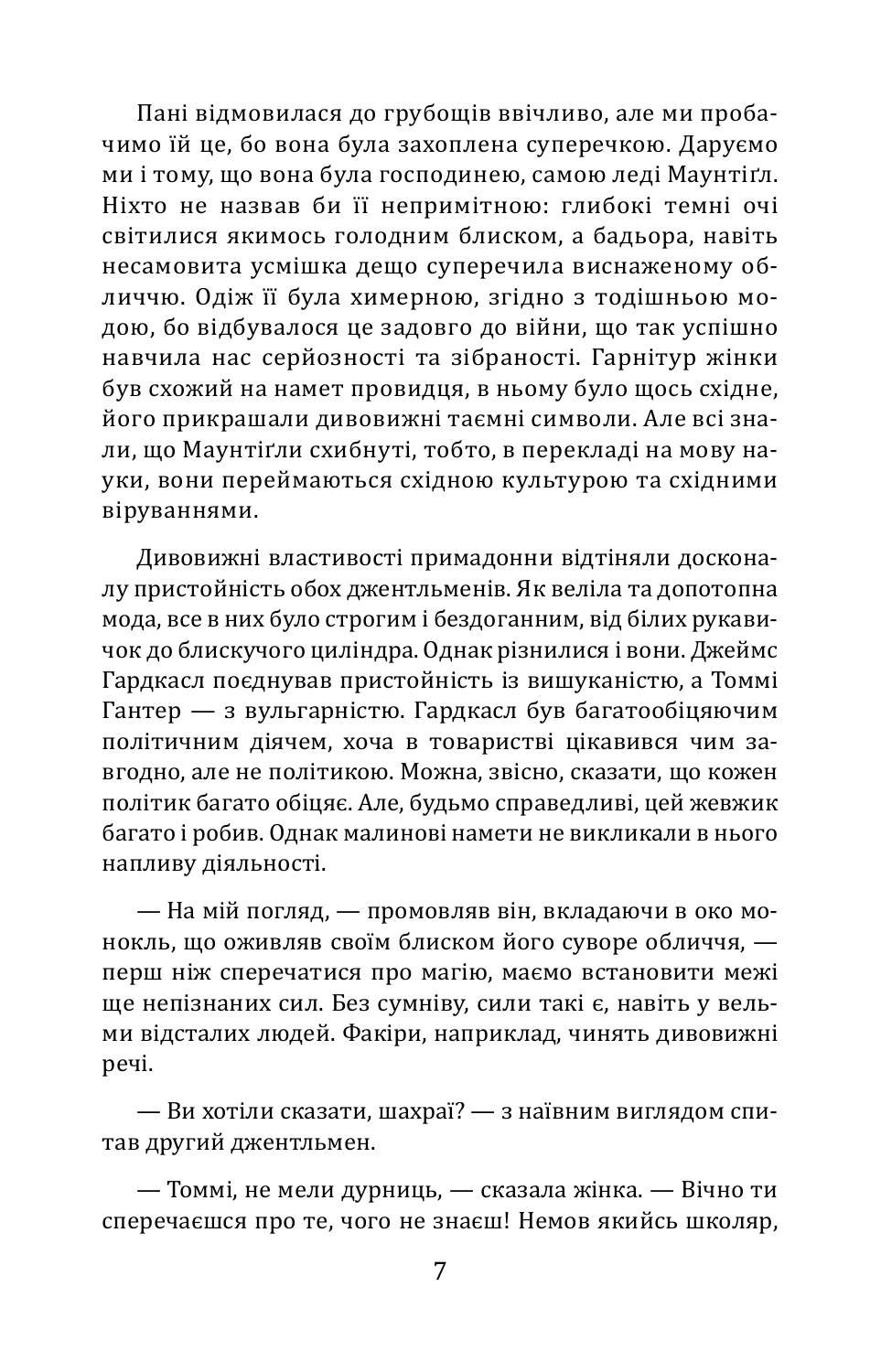Пані відмовилася до грубощів ввічливо, але ми пробачимо їй це, бо вона була захоплена суперечкою. Даруємо ми і тому, що вона була господинею, самою леді Маунтіґл. Ніхто не назвав би її непримітною: глибокі темні очі світилися якимось голодним блиском, а бадьора, навіть несамовита усмішка дещо суперечила виснаженому обличчю. Одіж її була химерною, згідно з тодішньою модою, бо відбувалося це задовго до війни, що так успішно навчила нас серйозності та зібраності. Гарнітур жінки був схожий на намет провидця, в ньому було щось східне, його прикрашали дивовижні таємні символи. Але всі знали, що Маунтіґли схибнуті, тобто, в перекладі на мову науки, вони переймаються східною культурою та східними віруваннями.

Дивовижні властивості примадонни відтіняли досконалу пристойність обох джентльменів. Як веліла та допотопна мода, все в них було строгим і бездоганним, від білих рукавичок до блискучого циліндра. Однак різнилися і вони. Джеймс Гардкасл поєднував пристойність із вишуканістю, а Томмі Гантер — з вульгарністю. Гардкасл був багатообіцяючим політичним діячем, хоча в товаристві цікавився чим завгодно, але не політикою. Можна, звісно, сказати, що кожен політик багато обіцяє. Але, будьмо справедливі, цей жевжик багато і робив. Однак малинові намети не викликали в нього напливу діяльності.

— На мій погляд, — промовляв він, вкладаючи в око монокль, що оживляв своїм блиском його суворе обличчя, — перш ніж сперечатися про магію, маємо встановити межі ще непізнаних сил. Без сумніву, сили такі є, навіть у вельми відсталих людей. Факіри, наприклад, чинять дивовижні речі.

— Ви хотіли сказати, шахраї? — з наївним виглядом спитав другий джентльмен.

— Томмі, не мели дурниць, — сказала жінка. — Вічно ти сперечаєшся про те, чого не знаєш! Немов якийсь школяр,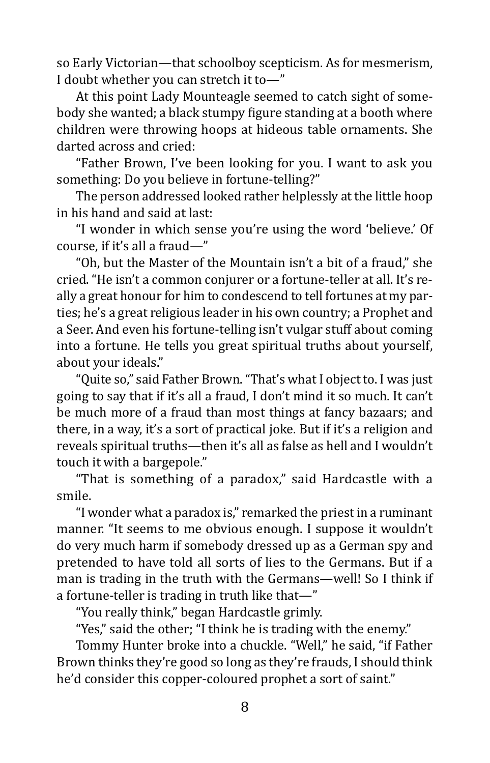so Early Victorian—that schoolboy scepticism. As for mesmerism, I doubt whether you can stretch it to—"

At this point Lady Mounteagle seemed to catch sight of somebody she wanted; a black stumpy figure standing at a booth where children were throwing hoops at hideous table ornaments. She darted across and cried:

"Father Brown, I've been looking for you. I want to ask you something: Do you believe in fortune-telling?"

The person addressed looked rather helplessly at the little hoop in his hand and said at last:

"I wonder in which sense you're using the word 'believe.' Of course, if it's all a fraud—"

"Oh, but the Master of the Mountain isn't a bit of a fraud," she cried. "He isn't a common conjurer or a fortune-teller at all. It's really a great honour for him to condescend to tell fortunes at my parties; he's a great religious leader in his own country; a Prophet and a Seer. And even his fortune-telling isn't vulgar stuff about coming into a fortune. He tells you great spiritual truths about yourself, about your ideals."

"Quite so," said Father Brown. "That's what I object to. I was just going to say that if it's all a fraud, I don't mind it so much. It can't be much more of a fraud than most things at fancy bazaars; and there, in a way, it's a sort of practical joke. But if it's a religion and reveals spiritual truths—then it's all as false as hell and I wouldn't touch it with a bargepole."

"That is something of a paradox," said Hardcastle with a smile.

"I wonder what a paradox is," remarked the priest in a ruminant manner. "It seems to me obvious enough. I suppose it wouldn't do very much harm if somebody dressed up as a German spy and pretended to have told all sorts of lies to the Germans. But if a man is trading in the truth with the Germans—well! So I think if a fortune-teller is trading in truth like that—"

"You really think," began Hardcastle grimly.

"Yes," said the other; "I think he is trading with the enemy."

Tommy Hunter broke into a chuckle. "Well," he said, "if Father Brown thinks they're good so long as they're frauds, I should think he'd consider this copper-coloured prophet a sort of saint."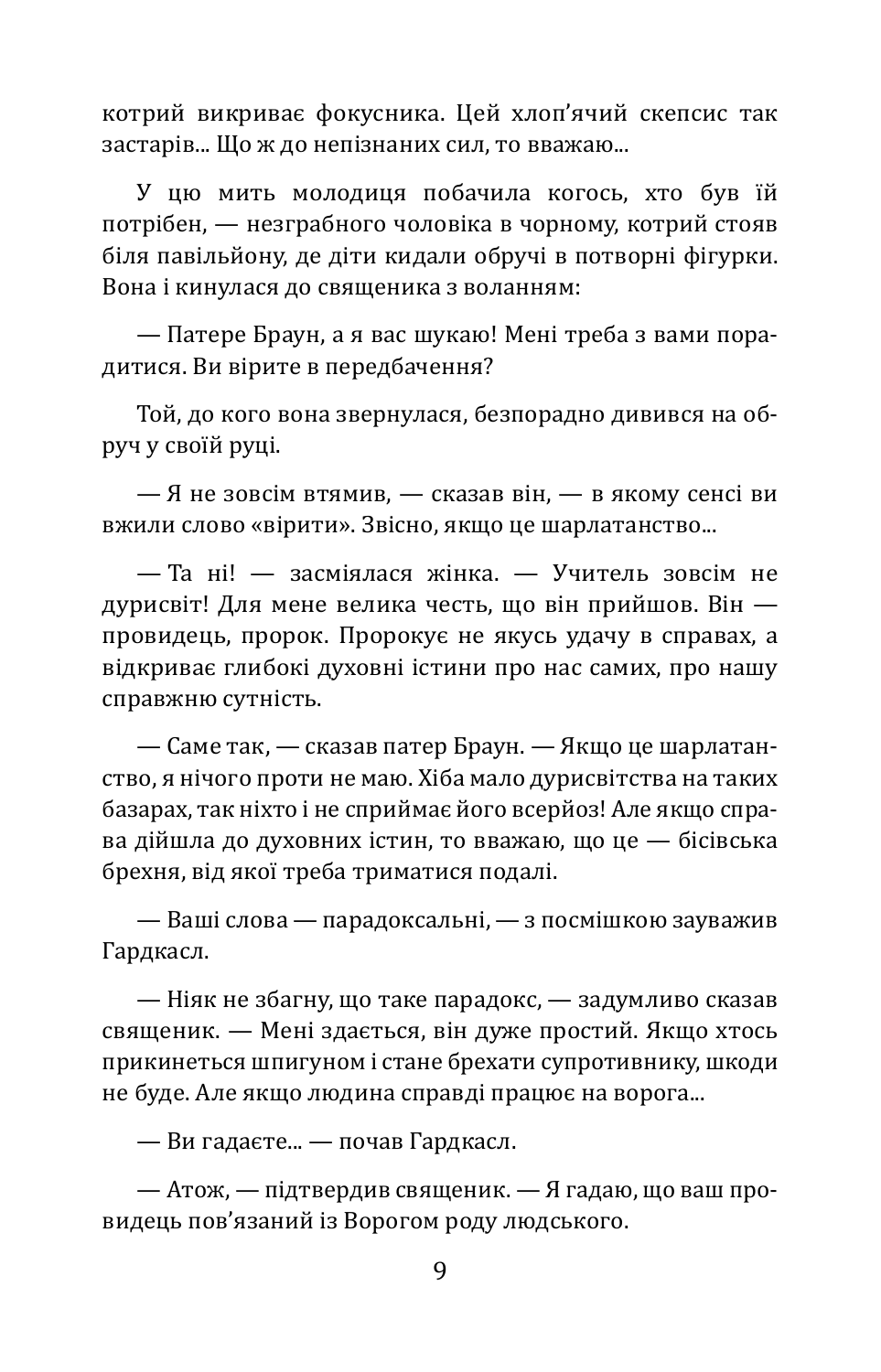котрий викриває фокусника. Цей хлоп'ячий скепсис так застарів... Що ж до непізнаних сил, то вважаю...

У цю мить молодиця побачила когось, хто був їй потрібен, — незграбного чоловіка в чорному, котрий стояв біля павільйону, де діти кидали обручі в потворні фігурки. Вона і кинулася до священика з воланням:

— Патере Браун, а я вас шукаю! Мені треба з вами порадитися. Ви вірите в передбачення?

Той, до кого вона звернулася, безпорадно дивився на обруч у своїй руці.

— Я не зовсім втямив, — сказав він, — в якому сенсі ви вжили слово «вірити». Звісно, якщо це шарлатанство...

— Та ні! — засміялася жінка. — Учитель зовсім не дурисвіт! Для мене велика честь, що він прийшов. Він — провидець, пророк. Пророкує не якусь удачу в справах, а відкриває глибокі духовні істини про нас самих, про нашу справжню сутність.

— Саме так, — сказав патер Браун. — Якщо це шарлатанство, я нічого проти не маю. Хіба мало дурисвітства на таких базарах, так ніхто і не сприймає його всерйоз! Але якщо справа дійшла до духовних істин, то вважаю, що це — бісівська брехня, від якої треба триматися подалі.

— Ваші слова — парадоксальні, — з посмішкою зауважив Гардкасл.

— Ніяк не збагну, що таке парадокс, — задумливо сказав священик. — Мені здається, він дуже простий. Якщо хтось прикинеться шпигуном і стане брехати супротивнику, шкоди не буде. Але якщо людина справді працює на ворога...

— Ви гадаєте... — почав Гардкасл.

— Атож, — підтвердив священик. — Я гадаю, що ваш провидець пов'язаний із Ворогом роду людського.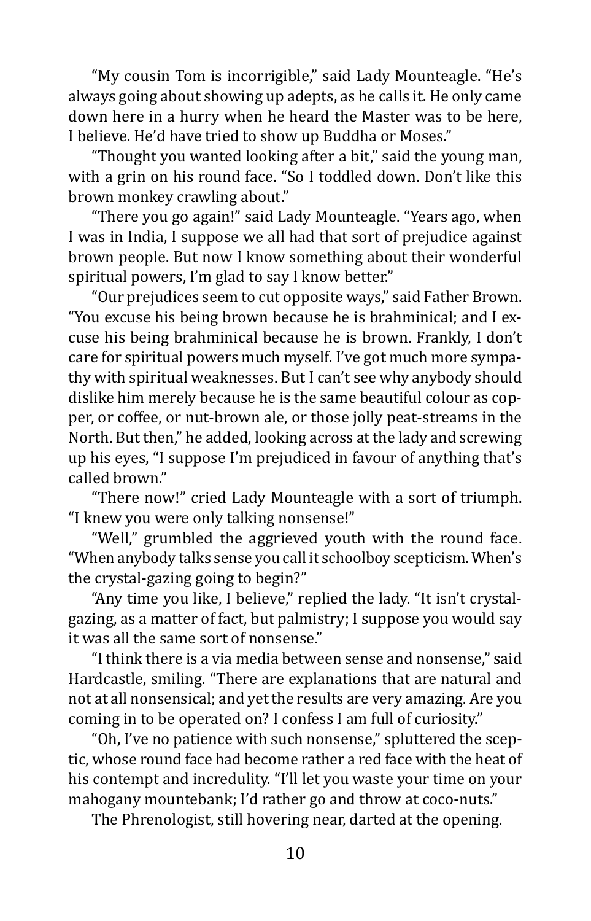"My cousin Tom is incorrigible," said Lady Mounteagle. "He's always going about showing up adepts, as he calls it. He only came down here in a hurry when he heard the Master was to be here, I believe. He'd have tried to show up Buddha or Moses."

"Thought you wanted looking after a bit," said the young man, with a grin on his round face. "So I toddled down. Don't like this brown monkey crawling about."

"There you go again!" said Lady Mounteagle. "Years ago, when I was in India, I suppose we all had that sort of prejudice against brown people. But now I know something about their wonderful spiritual powers, I'm glad to say I know better."

"Our prejudices seem to cut opposite ways," said Father Brown. "You excuse his being brown because he is brahminical; and I excuse his being brahminical because he is brown. Frankly, I don't care for spiritual powers much myself. I've got much more sympathy with spiritual weaknesses. But I can't see why anybody should dislike him merely because he is the same beautiful colour as copper, or coffee, or nut-brown ale, or those jolly peat-streams in the North. But then," he added, looking across at the lady and screwing up his eyes, "I suppose I'm prejudiced in favour of anything that's called brown."

"There now!" cried Lady Mounteagle with a sort of triumph. "I knew you were only talking nonsense!"

"Well," grumbled the aggrieved youth with the round face. "When anybody talks sense you call it schoolboy scepticism. When's the crystal-gazing going to begin?"

"Any time you like, I believe," replied the lady. "It isn't crystal-gazing, as a matter of fact, but palmistry; I suppose you would say it was all the same sort of nonsense."

"I think there is a via media between sense and nonsense," said Hardcastle, smiling. "There are explanations that are natural and not at all nonsensical; and yet the results are very amazing. Are you coming in to be operated on? I confess I am full of curiosity."

"Oh, I've no patience with such nonsense," spluttered the sceptic, whose round face had become rather a red face with the heat of his contempt and incredulity. "I'll let you waste your time on your mahogany mountebank; I'd rather go and throw at coco-nuts."

The Phrenologist, still hovering near, darted at the opening.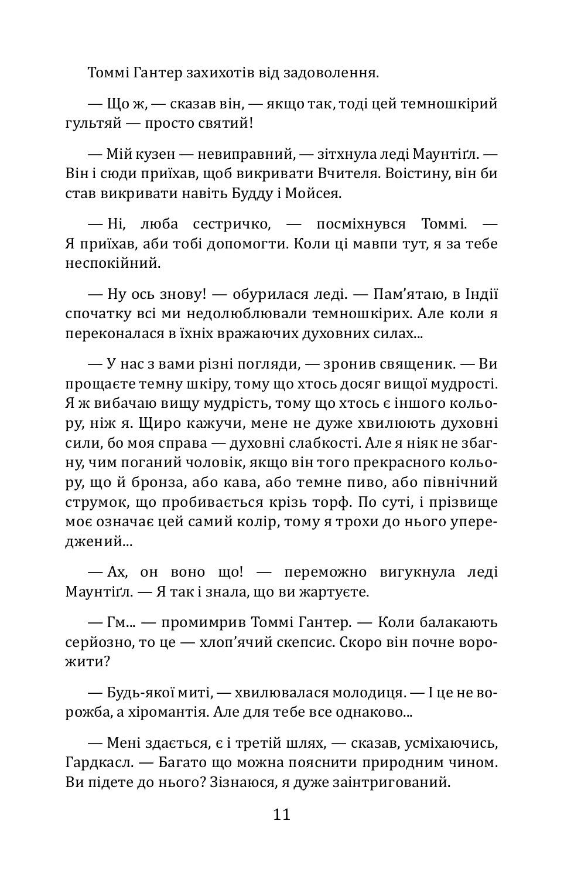Томмі Гантер захихотів від задоволення.

— Що ж, — сказав він, — якщо так, тоді цей темношкірий гультяй — просто святий!

— Мій кузен — невиправний, — зітхнула леді Маунтіґл. — Він і сюди приїхав, щоб викривати Вчителя. Воістину, він би став викривати навіть Будду і Мойсея.

— Ні, люба сестричко, — посміхнувся Томмі. — Я приїхав, аби тобі допомогти. Коли ці мавпи тут, я за тебе неспокійний.

— Ну ось знову! — обурилася леді. — Пам'ятаю, в Індії спочатку всі ми недолюблювали темношкірих. Але коли я переконалася в їхніх вражаючих духовних силах...

— У нас з вами різні погляди, — зронив священик. — Ви прощаєте темну шкіру, тому що хтось досяг вищої мудрості. Я ж вибачаю вищу мудрість, тому що хтось є іншого кольору, ніж я. Щиро кажучи, мене не дуже хвилюють духовні сили, бо моя справа — духовні слабкості. Але я ніяк не збагну, чим поганий чоловік, якщо він того прекрасного кольору, що й бронза, або кава, або темне пиво, або північний струмок, що пробивається крізь торф. По суті, і прізвище моє означає цей самий колір, тому я трохи до нього упереджений...

— Ах, он воно що! — переможно вигукнула леді Маунтіґл. — Я так і знала, що ви жартуєте.

— Гм... — промимрив Томмі Гантер. — Коли балакають серйозно, то це — хлоп'ячий скепсис. Скоро він почне ворожити?

— Будь-якої миті, — хвилювалася молодиця. — І це не ворожба, а хіромантія. Але для тебе все однаково...

— Мені здається, є і третій шлях, — сказав, усміхаючись, Гардкасл. — Багато що можна пояснити природним чином. Ви підете до нього? Зізнаюся, я дуже заінтригований.